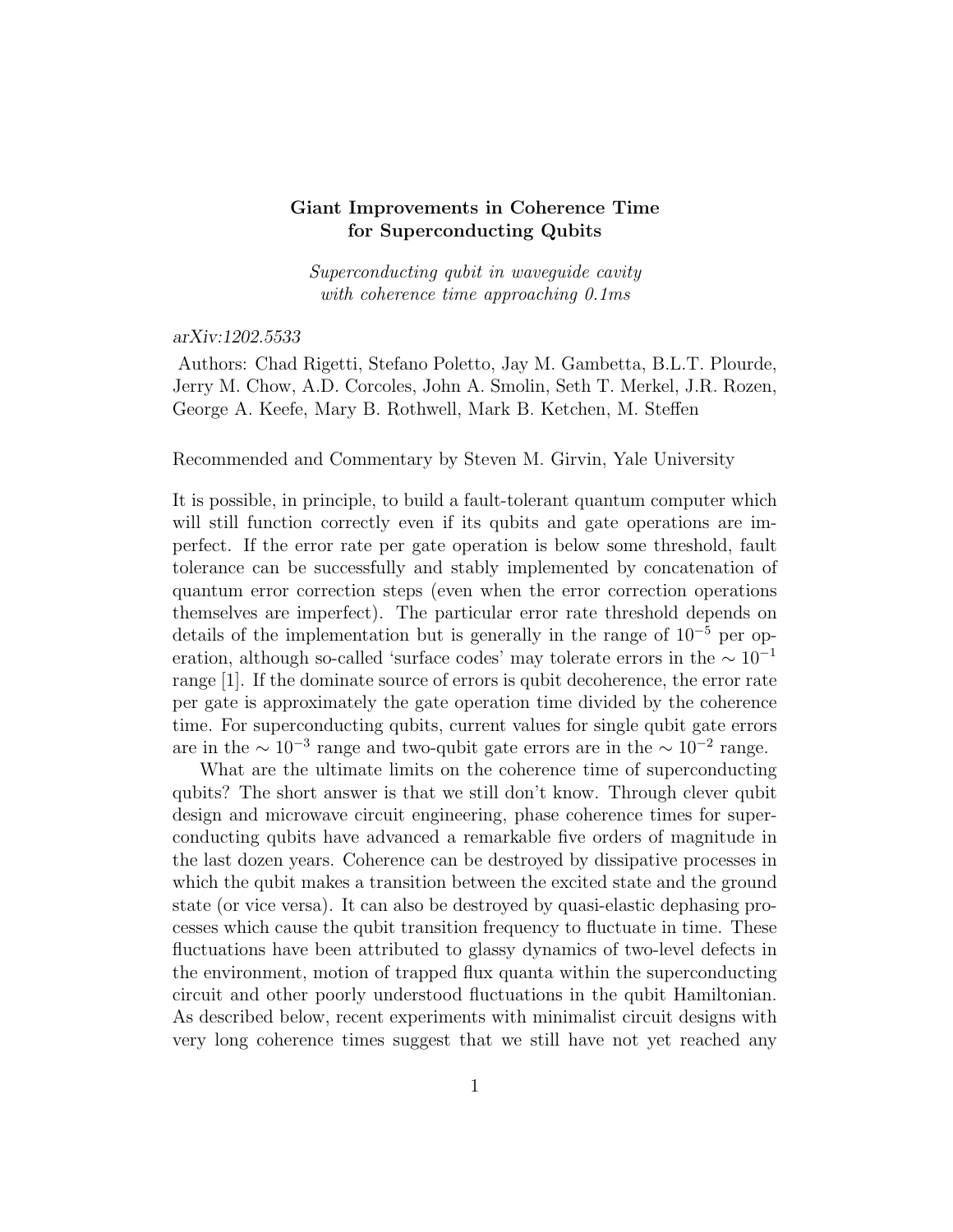**Giant Improvements in Coherence Time for Superconducting Qubits**

*Superconducting qubit in waveguide cavity with coherence time approaching 0.1ms*

*arXiv:1202.5533*

Authors: Chad Rigetti, Stefano Poletto, Jay M. Gambetta, B.L.T. Plourde, Jerry M. Chow, A.D. Corcoles, John A. Smolin, Seth T. Merkel, J.R. Rozen, George A. Keefe, Mary B. Rothwell, Mark B. Ketchen, M. Steffen

Recommended and Commentary by Steven M. Girvin, Yale University

It is possible, in principle, to build a fault-tolerant quantum computer which will still function correctly even if its qubits and gate operations are imperfect. If the error rate per gate operation is below some threshold, fault tolerance can be successfully and stably implemented by concatenation of quantum error correction steps (even when the error correction operations themselves are imperfect). The particular error rate threshold depends on details of the implementation but is generally in the range of $10^{-5}$ per operation, although so-called 'surface codes' may tolerate errors in the $\sim 10^{-1}$ range [1]. If the dominate source of errors is qubit decoherence, the error rate per gate is approximately the gate operation time divided by the coherence time. For superconducting qubits, current values for single qubit gate errors are in the $\sim 10^{-3}$ range and two-qubit gate errors are in the $\sim 10^{-2}$ range.

What are the ultimate limits on the coherence time of superconducting qubits? The short answer is that we still don't know. Through clever qubit design and microwave circuit engineering, phase coherence times for superconducting qubits have advanced a remarkable five orders of magnitude in the last dozen years. Coherence can be destroyed by dissipative processes in which the qubit makes a transition between the excited state and the ground state (or vice versa). It can also be destroyed by quasi-elastic dephasing processes which cause the qubit transition frequency to fluctuate in time. These fluctuations have been attributed to glassy dynamics of two-level defects in the environment, motion of trapped flux quanta within the superconducting circuit and other poorly understood fluctuations in the qubit Hamiltonian. As described below, recent experiments with minimalist circuit designs with very long coherence times suggest that we still have not yet reached any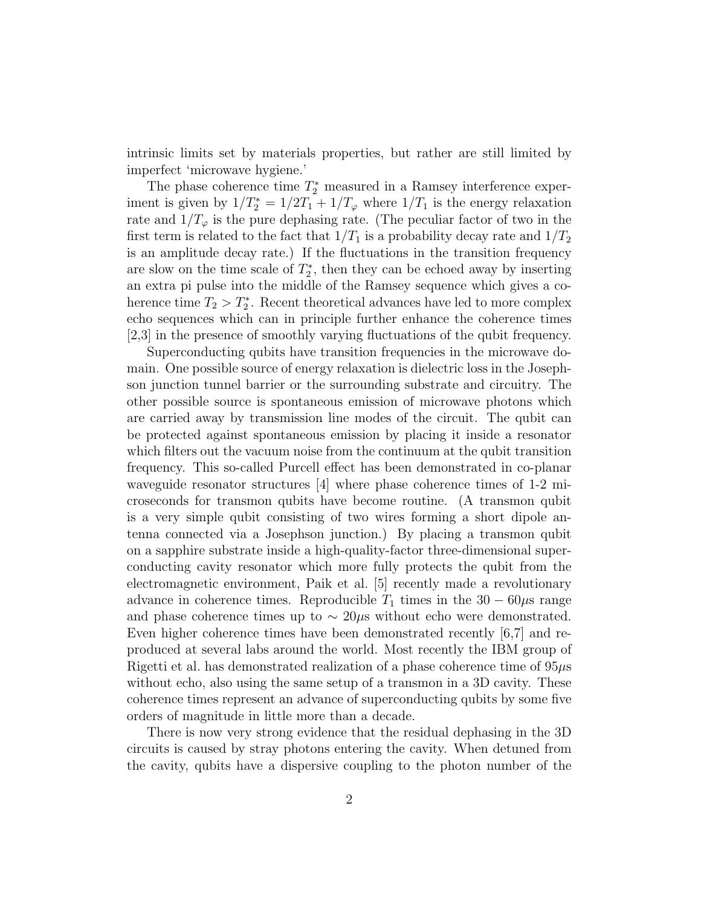intrinsic limits set by materials properties, but rather are still limited by imperfect 'microwave hygiene.'

The phase coherence time $T_2^*$ measured in a Ramsey interference experiment is given by $1/T_2^* = 1/2T_1 + 1/T_\varphi$ where $1/T_1$ is the energy relaxation rate and $1/T_\varphi$ is the pure dephasing rate. (The peculiar factor of two in the first term is related to the fact that $1/T_1$ is a probability decay rate and $1/T_2$ is an amplitude decay rate.) If the fluctuations in the transition frequency are slow on the time scale of $T_2^*$, then they can be echoed away by inserting an extra pi pulse into the middle of the Ramsey sequence which gives a coherence time $T_2 > T_2^*$. Recent theoretical advances have led to more complex echo sequences which can in principle further enhance the coherence times [2,3] in the presence of smoothly varying fluctuations of the qubit frequency.

Superconducting qubits have transition frequencies in the microwave domain. One possible source of energy relaxation is dielectric loss in the Josephson junction tunnel barrier or the surrounding substrate and circuitry. The other possible source is spontaneous emission of microwave photons which are carried away by transmission line modes of the circuit. The qubit can be protected against spontaneous emission by placing it inside a resonator which filters out the vacuum noise from the continuum at the qubit transition frequency. This so-called Purcell effect has been demonstrated in co-planar waveguide resonator structures [4] where phase coherence times of 1-2 microseconds for transmon qubits have become routine. (A transmon qubit is a very simple qubit consisting of two wires forming a short dipole antenna connected via a Josephson junction.) By placing a transmon qubit on a sapphire substrate inside a high-quality-factor three-dimensional superconducting cavity resonator which more fully protects the qubit from the electromagnetic environment, Paik et al. [5] recently made a revolutionary advance in coherence times. Reproducible $T_1$ times in the $30 - 60\mu$s range and phase coherence times up to $\sim 20\mu$s without echo were demonstrated. Even higher coherence times have been demonstrated recently [6,7] and reproduced at several labs around the world. Most recently the IBM group of Rigetti et al. has demonstrated realization of a phase coherence time of $95\mu$s without echo, also using the same setup of a transmon in a 3D cavity. These coherence times represent an advance of superconducting qubits by some five orders of magnitude in little more than a decade.

There is now very strong evidence that the residual dephasing in the 3D circuits is caused by stray photons entering the cavity. When detuned from the cavity, qubits have a dispersive coupling to the photon number of the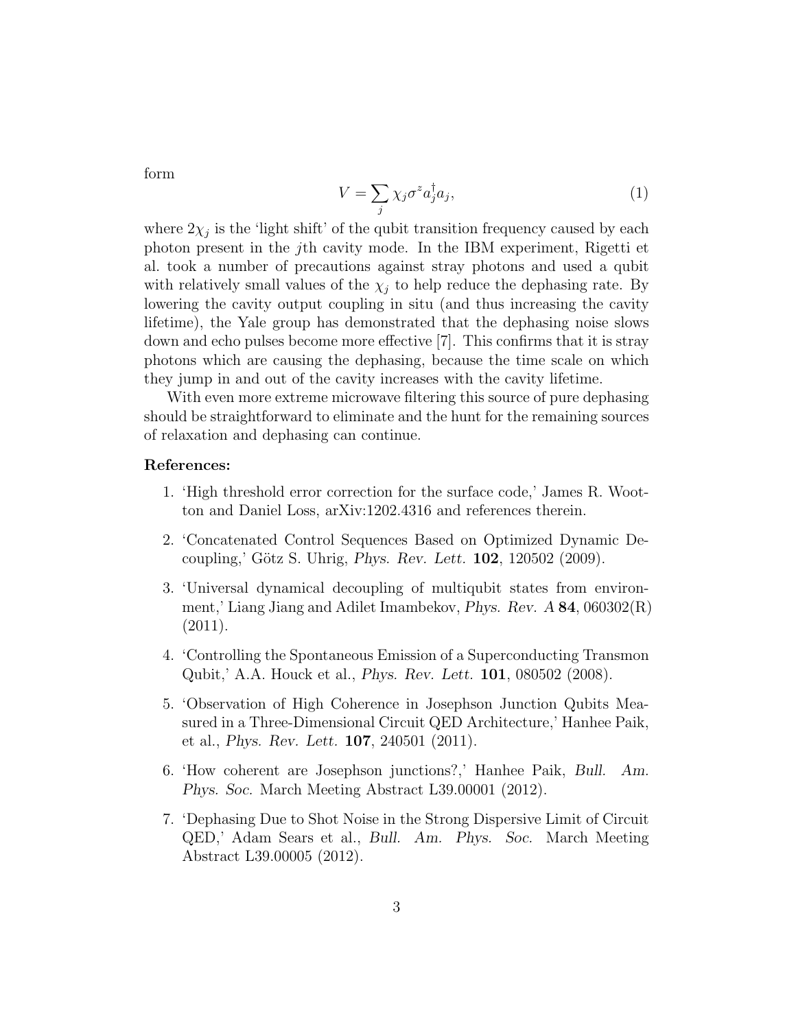form

$$V = \sum_j \chi_j \sigma^z a_j^\dagger a_j, \tag{1}$$

where $2\chi_j$ is the 'light shift' of the qubit transition frequency caused by each photon present in the $j$th cavity mode. In the IBM experiment, Rigetti et al. took a number of precautions against stray photons and used a qubit with relatively small values of the $\chi_j$ to help reduce the dephasing rate. By lowering the cavity output coupling in situ (and thus increasing the cavity lifetime), the Yale group has demonstrated that the dephasing noise slows down and echo pulses become more effective [7]. This confirms that it is stray photons which are causing the dephasing, because the time scale on which they jump in and out of the cavity increases with the cavity lifetime.

With even more extreme microwave filtering this source of pure dephasing should be straightforward to eliminate and the hunt for the remaining sources of relaxation and dephasing can continue.

**References:**

1. 'High threshold error correction for the surface code,' James R. Wootton and Daniel Loss, arXiv:1202.4316 and references therein.
2. 'Concatenated Control Sequences Based on Optimized Dynamic Decoupling,' Götz S. Uhrig, *Phys. Rev. Lett.* **102**, 120502 (2009).
3. 'Universal dynamical decoupling of multiqubit states from environment,' Liang Jiang and Adilet Imambekov, *Phys. Rev. A* **84**, 060302(R) (2011).
4. 'Controlling the Spontaneous Emission of a Superconducting Transmon Qubit,' A.A. Houck et al., *Phys. Rev. Lett.* **101**, 080502 (2008).
5. 'Observation of High Coherence in Josephson Junction Qubits Measured in a Three-Dimensional Circuit QED Architecture,' Hanhee Paik, et al., *Phys. Rev. Lett.* **107**, 240501 (2011).
6. 'How coherent are Josephson junctions?,' Hanhee Paik, *Bull. Am. Phys. Soc.* March Meeting Abstract L39.00001 (2012).
7. 'Dephasing Due to Shot Noise in the Strong Dispersive Limit of Circuit QED,' Adam Sears et al., *Bull. Am. Phys. Soc.* March Meeting Abstract L39.00005 (2012).